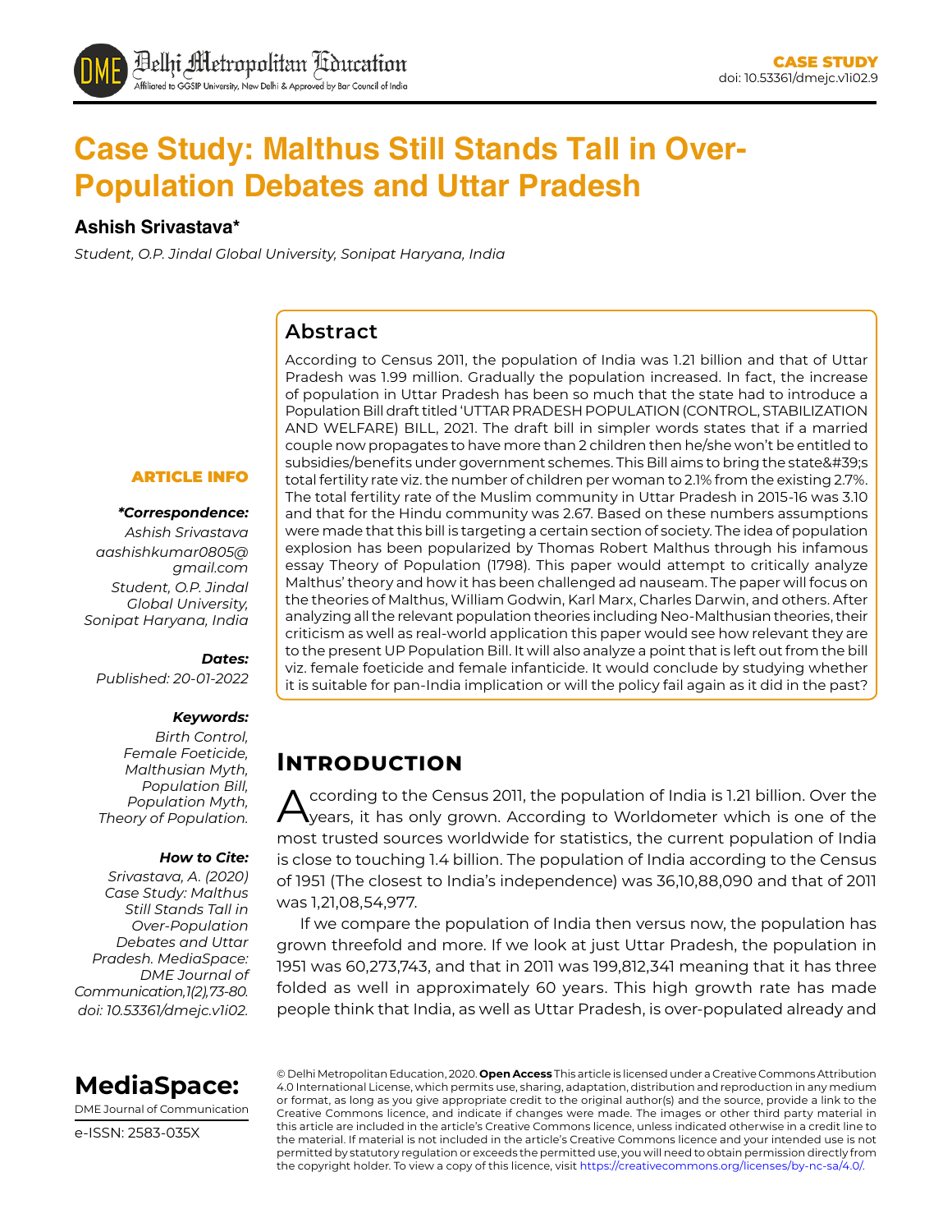CASE STUDY
doi: 10.53361/dmejc.v1i02.9

# Case Study: Malthus Still Stands Tall in Over-Population Debates and Uttar Pradesh

**Ashish Srivastava***

*Student, O.P. Jindal Global University, Sonipat Haryana, India*

## Abstract

According to Census 2011, the population of India was 1.21 billion and that of Uttar Pradesh was 1.99 million. Gradually the population increased. In fact, the increase of population in Uttar Pradesh has been so much that the state had to introduce a Population Bill draft titled 'UTTAR PRADESH POPULATION (CONTROL, STABILIZATION AND WELFARE) BILL, 2021. The draft bill in simpler words states that if a married couple now propagates to have more than 2 children then he/she won't be entitled to subsidies/benefits under government schemes. This Bill aims to bring the state&#39;s total fertility rate viz. the number of children per woman to 2.1% from the existing 2.7%. The total fertility rate of the Muslim community in Uttar Pradesh in 2015-16 was 3.10 and that for the Hindu community was 2.67. Based on these numbers assumptions were made that this bill is targeting a certain section of society. The idea of population explosion has been popularized by Thomas Robert Malthus through his infamous essay Theory of Population (1798). This paper would attempt to critically analyze Malthus' theory and how it has been challenged ad nauseam. The paper will focus on the theories of Malthus, William Godwin, Karl Marx, Charles Darwin, and others. After analyzing all the relevant population theories including Neo-Malthusian theories, their criticism as well as real-world application this paper would see how relevant they are to the present UP Population Bill. It will also analyze a point that is left out from the bill viz. female foeticide and female infanticide. It would conclude by studying whether it is suitable for pan-India implication or will the policy fail again as it did in the past?

**ARTICLE INFO**

***Correspondence:***
*Ashish Srivastava*
*aashishkumar0805@gmail.com*
*Student, O.P. Jindal Global University, Sonipat Haryana, India*

***Dates:***
*Published: 20-01-2022*

***Keywords:***
*Birth Control, Female Foeticide, Malthusian Myth, Population Bill, Population Myth, Theory of Population.*

***How to Cite:***
*Srivastava, A. (2020) Case Study: Malthus Still Stands Tall in Over-Population Debates and Uttar Pradesh. MediaSpace: DME Journal of Communication,1(2),73-80. doi: 10.53361/dmejc.v1i02.*

## Introduction

According to the Census 2011, the population of India is 1.21 billion. Over the years, it has only grown. According to Worldometer which is one of the most trusted sources worldwide for statistics, the current population of India is close to touching 1.4 billion. The population of India according to the Census of 1951 (The closest to India's independence) was 36,10,88,090 and that of 2011 was 1,21,08,54,977.

If we compare the population of India then versus now, the population has grown threefold and more. If we look at just Uttar Pradesh, the population in 1951 was 60,273,743, and that in 2011 was 199,812,341 meaning that it has three folded as well in approximately 60 years. This high growth rate has made people think that India, as well as Uttar Pradesh, is over-populated already and

**MediaSpace:** DME Journal of Communication
e-ISSN: 2583-035X

© Delhi Metropolitan Education, 2020. **Open Access** This article is licensed under a Creative Commons Attribution 4.0 International License, which permits use, sharing, adaptation, distribution and reproduction in any medium or format, as long as you give appropriate credit to the original author(s) and the source, provide a link to the Creative Commons licence, and indicate if changes were made. The images or other third party material in this article are included in the article's Creative Commons licence, unless indicated otherwise in a credit line to the material. If material is not included in the article's Creative Commons licence and your intended use is not permitted by statutory regulation or exceeds the permitted use, you will need to obtain permission directly from the copyright holder. To view a copy of this licence, visit https://creativecommons.org/licenses/by-nc-sa/4.0/.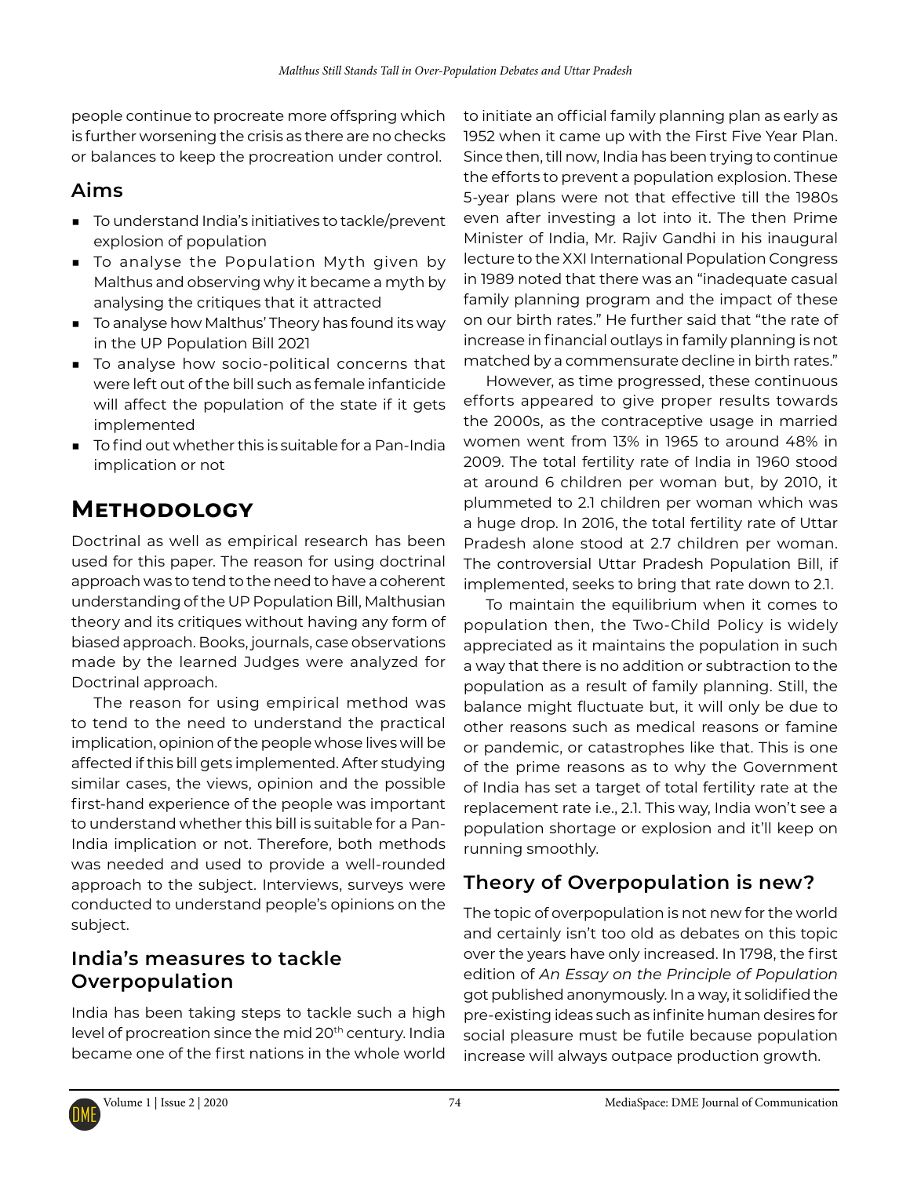people continue to procreate more offspring which is further worsening the crisis as there are no checks or balances to keep the procreation under control.

## Aims

- To understand India's initiatives to tackle/prevent explosion of population
- To analyse the Population Myth given by Malthus and observing why it became a myth by analysing the critiques that it attracted
- To analyse how Malthus' Theory has found its way in the UP Population Bill 2021
- To analyse how socio-political concerns that were left out of the bill such as female infanticide will affect the population of the state if it gets implemented
- To find out whether this is suitable for a Pan-India implication or not

# Methodology

Doctrinal as well as empirical research has been used for this paper. The reason for using doctrinal approach was to tend to the need to have a coherent understanding of the UP Population Bill, Malthusian theory and its critiques without having any form of biased approach. Books, journals, case observations made by the learned Judges were analyzed for Doctrinal approach.

The reason for using empirical method was to tend to the need to understand the practical implication, opinion of the people whose lives will be affected if this bill gets implemented. After studying similar cases, the views, opinion and the possible first-hand experience of the people was important to understand whether this bill is suitable for a Pan-India implication or not. Therefore, both methods was needed and used to provide a well-rounded approach to the subject. Interviews, surveys were conducted to understand people's opinions on the subject.

## India's measures to tackle Overpopulation

India has been taking steps to tackle such a high level of procreation since the mid 20th century. India became one of the first nations in the whole world to initiate an official family planning plan as early as 1952 when it came up with the First Five Year Plan. Since then, till now, India has been trying to continue the efforts to prevent a population explosion. These 5-year plans were not that effective till the 1980s even after investing a lot into it. The then Prime Minister of India, Mr. Rajiv Gandhi in his inaugural lecture to the XXI International Population Congress in 1989 noted that there was an "inadequate casual family planning program and the impact of these on our birth rates." He further said that "the rate of increase in financial outlays in family planning is not matched by a commensurate decline in birth rates."

However, as time progressed, these continuous efforts appeared to give proper results towards the 2000s, as the contraceptive usage in married women went from 13% in 1965 to around 48% in 2009. The total fertility rate of India in 1960 stood at around 6 children per woman but, by 2010, it plummeted to 2.1 children per woman which was a huge drop. In 2016, the total fertility rate of Uttar Pradesh alone stood at 2.7 children per woman. The controversial Uttar Pradesh Population Bill, if implemented, seeks to bring that rate down to 2.1.

To maintain the equilibrium when it comes to population then, the Two-Child Policy is widely appreciated as it maintains the population in such a way that there is no addition or subtraction to the population as a result of family planning. Still, the balance might fluctuate but, it will only be due to other reasons such as medical reasons or famine or pandemic, or catastrophes like that. This is one of the prime reasons as to why the Government of India has set a target of total fertility rate at the replacement rate i.e., 2.1. This way, India won't see a population shortage or explosion and it'll keep on running smoothly.

## Theory of Overpopulation is new?

The topic of overpopulation is not new for the world and certainly isn't too old as debates on this topic over the years have only increased. In 1798, the first edition of *An Essay on the Principle of Population* got published anonymously. In a way, it solidified the pre-existing ideas such as infinite human desires for social pleasure must be futile because population increase will always outpace production growth.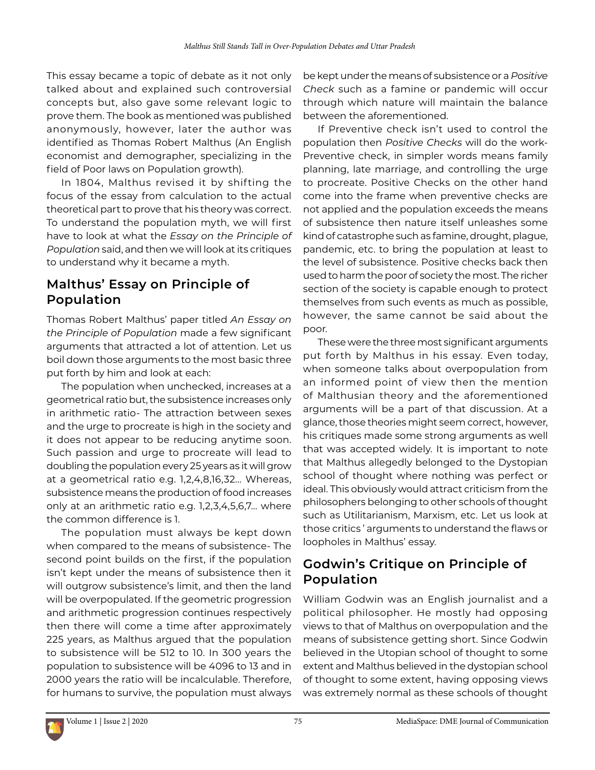This essay became a topic of debate as it not only talked about and explained such controversial concepts but, also gave some relevant logic to prove them. The book as mentioned was published anonymously, however, later the author was identified as Thomas Robert Malthus (An English economist and demographer, specializing in the field of Poor laws on Population growth).

In 1804, Malthus revised it by shifting the focus of the essay from calculation to the actual theoretical part to prove that his theory was correct. To understand the population myth, we will first have to look at what the *Essay on the Principle of Population* said, and then we will look at its critiques to understand why it became a myth.

## Malthus' Essay on Principle of Population

Thomas Robert Malthus' paper titled *An Essay on the Principle of Population* made a few significant arguments that attracted a lot of attention. Let us boil down those arguments to the most basic three put forth by him and look at each:

The population when unchecked, increases at a geometrical ratio but, the subsistence increases only in arithmetic ratio- The attraction between sexes and the urge to procreate is high in the society and it does not appear to be reducing anytime soon. Such passion and urge to procreate will lead to doubling the population every 25 years as it will grow at a geometrical ratio e.g. 1,2,4,8,16,32… Whereas, subsistence means the production of food increases only at an arithmetic ratio e.g. 1,2,3,4,5,6,7… where the common difference is 1.

The population must always be kept down when compared to the means of subsistence- The second point builds on the first, if the population isn't kept under the means of subsistence then it will outgrow subsistence's limit, and then the land will be overpopulated. If the geometric progression and arithmetic progression continues respectively then there will come a time after approximately 225 years, as Malthus argued that the population to subsistence will be 512 to 10. In 300 years the population to subsistence will be 4096 to 13 and in 2000 years the ratio will be incalculable. Therefore, for humans to survive, the population must always be kept under the means of subsistence or a *Positive Check* such as a famine or pandemic will occur through which nature will maintain the balance between the aforementioned.

If Preventive check isn't used to control the population then *Positive Checks* will do the work- Preventive check, in simpler words means family planning, late marriage, and controlling the urge to procreate. Positive Checks on the other hand come into the frame when preventive checks are not applied and the population exceeds the means of subsistence then nature itself unleashes some kind of catastrophe such as famine, drought, plague, pandemic, etc. to bring the population at least to the level of subsistence. Positive checks back then used to harm the poor of society the most. The richer section of the society is capable enough to protect themselves from such events as much as possible, however, the same cannot be said about the poor.

These were the three most significant arguments put forth by Malthus in his essay. Even today, when someone talks about overpopulation from an informed point of view then the mention of Malthusian theory and the aforementioned arguments will be a part of that discussion. At a glance, those theories might seem correct, however, his critiques made some strong arguments as well that was accepted widely. It is important to note that Malthus allegedly belonged to the Dystopian school of thought where nothing was perfect or ideal. This obviously would attract criticism from the philosophers belonging to other schools of thought such as Utilitarianism, Marxism, etc. Let us look at those critics ' arguments to understand the flaws or loopholes in Malthus' essay.

## Godwin's Critique on Principle of Population

William Godwin was an English journalist and a political philosopher. He mostly had opposing views to that of Malthus on overpopulation and the means of subsistence getting short. Since Godwin believed in the Utopian school of thought to some extent and Malthus believed in the dystopian school of thought to some extent, having opposing views was extremely normal as these schools of thought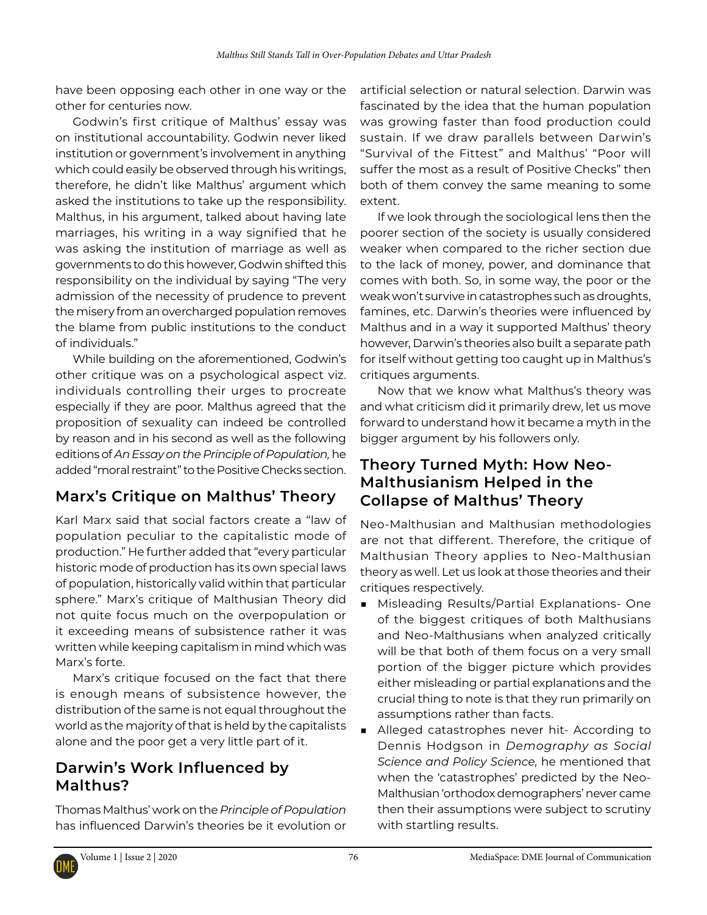have been opposing each other in one way or the other for centuries now.

Godwin's first critique of Malthus' essay was on institutional accountability. Godwin never liked institution or government's involvement in anything which could easily be observed through his writings, therefore, he didn't like Malthus' argument which asked the institutions to take up the responsibility. Malthus, in his argument, talked about having late marriages, his writing in a way signified that he was asking the institution of marriage as well as governments to do this however, Godwin shifted this responsibility on the individual by saying "The very admission of the necessity of prudence to prevent the misery from an overcharged population removes the blame from public institutions to the conduct of individuals."

While building on the aforementioned, Godwin's other critique was on a psychological aspect viz. individuals controlling their urges to procreate especially if they are poor. Malthus agreed that the proposition of sexuality can indeed be controlled by reason and in his second as well as the following editions of *An Essay on the Principle of Population,* he added "moral restraint" to the Positive Checks section.

## Marx's Critique on Malthus' Theory

Karl Marx said that social factors create a "law of population peculiar to the capitalistic mode of production." He further added that "every particular historic mode of production has its own special laws of population, historically valid within that particular sphere." Marx's critique of Malthusian Theory did not quite focus much on the overpopulation or it exceeding means of subsistence rather it was written while keeping capitalism in mind which was Marx's forte.

Marx's critique focused on the fact that there is enough means of subsistence however, the distribution of the same is not equal throughout the world as the majority of that is held by the capitalists alone and the poor get a very little part of it.

## Darwin's Work Influenced by Malthus?

Thomas Malthus' work on the *Principle of Population* has influenced Darwin's theories be it evolution or artificial selection or natural selection. Darwin was fascinated by the idea that the human population was growing faster than food production could sustain. If we draw parallels between Darwin's "Survival of the Fittest" and Malthus' "Poor will suffer the most as a result of Positive Checks" then both of them convey the same meaning to some extent.

If we look through the sociological lens then the poorer section of the society is usually considered weaker when compared to the richer section due to the lack of money, power, and dominance that comes with both. So, in some way, the poor or the weak won't survive in catastrophes such as droughts, famines, etc. Darwin's theories were influenced by Malthus and in a way it supported Malthus' theory however, Darwin's theories also built a separate path for itself without getting too caught up in Malthus's critiques arguments.

Now that we know what Malthus's theory was and what criticism did it primarily drew, let us move forward to understand how it became a myth in the bigger argument by his followers only.

## Theory Turned Myth: How Neo-Malthusianism Helped in the Collapse of Malthus' Theory

Neo-Malthusian and Malthusian methodologies are not that different. Therefore, the critique of Malthusian Theory applies to Neo-Malthusian theory as well. Let us look at those theories and their critiques respectively.

- Misleading Results/Partial Explanations- One of the biggest critiques of both Malthusians and Neo-Malthusians when analyzed critically will be that both of them focus on a very small portion of the bigger picture which provides either misleading or partial explanations and the crucial thing to note is that they run primarily on assumptions rather than facts.
- Alleged catastrophes never hit- According to Dennis Hodgson in *Demography as Social Science and Policy Science,* he mentioned that when the 'catastrophes' predicted by the Neo-Malthusian 'orthodox demographers' never came then their assumptions were subject to scrutiny with startling results.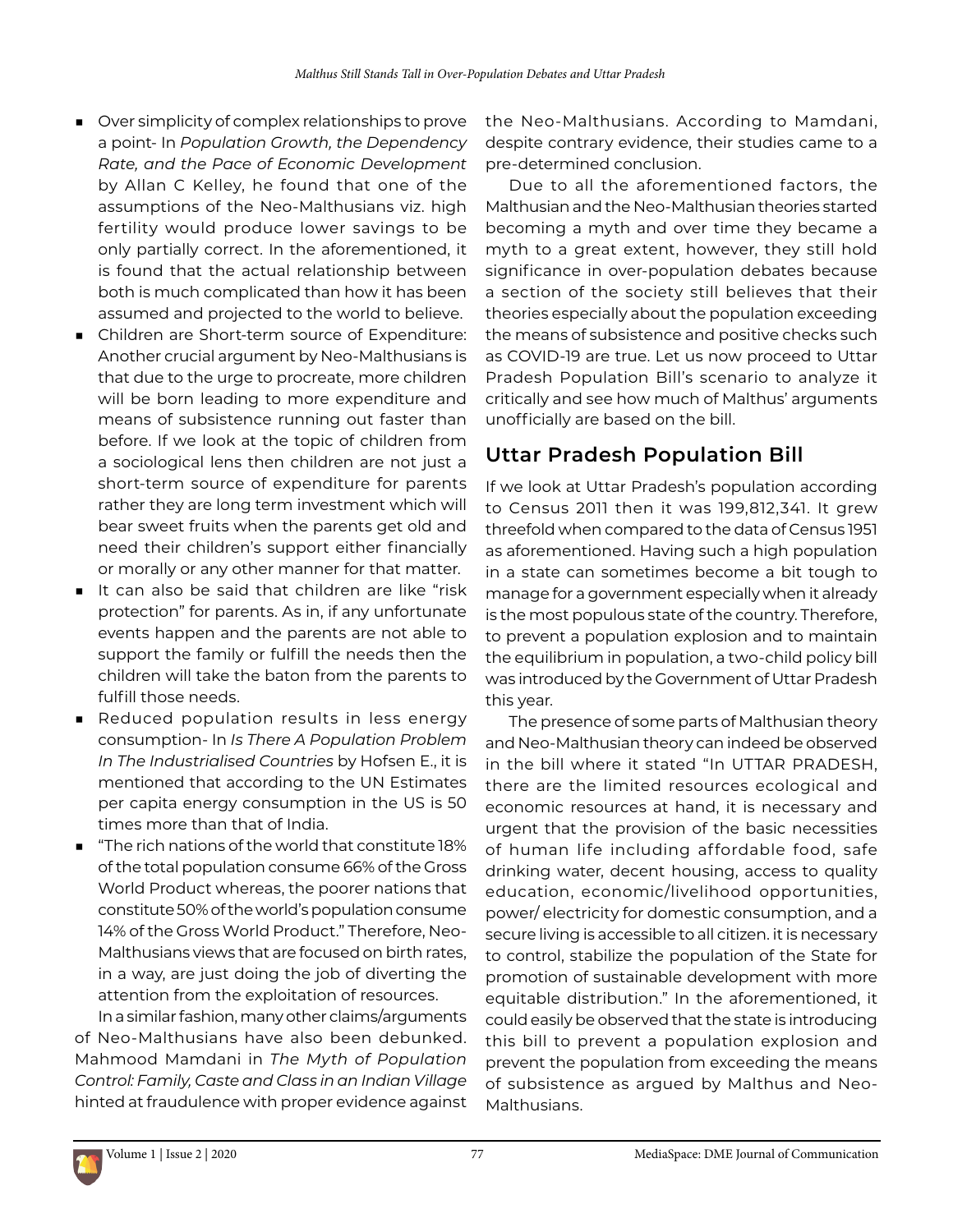- Over simplicity of complex relationships to prove a point- In *Population Growth, the Dependency Rate, and the Pace of Economic Development* by Allan C Kelley, he found that one of the assumptions of the Neo-Malthusians viz. high fertility would produce lower savings to be only partially correct. In the aforementioned, it is found that the actual relationship between both is much complicated than how it has been assumed and projected to the world to believe.
- Children are Short-term source of Expenditure: Another crucial argument by Neo-Malthusians is that due to the urge to procreate, more children will be born leading to more expenditure and means of subsistence running out faster than before. If we look at the topic of children from a sociological lens then children are not just a short-term source of expenditure for parents rather they are long term investment which will bear sweet fruits when the parents get old and need their children's support either financially or morally or any other manner for that matter.
- It can also be said that children are like "risk protection" for parents. As in, if any unfortunate events happen and the parents are not able to support the family or fulfill the needs then the children will take the baton from the parents to fulfill those needs.
- Reduced population results in less energy consumption- In *Is There A Population Problem In The Industrialised Countries* by Hofsen E., it is mentioned that according to the UN Estimates per capita energy consumption in the US is 50 times more than that of India.
- "The rich nations of the world that constitute 18% of the total population consume 66% of the Gross World Product whereas, the poorer nations that constitute 50% of the world's population consume 14% of the Gross World Product." Therefore, Neo-Malthusians views that are focused on birth rates, in a way, are just doing the job of diverting the attention from the exploitation of resources.

In a similar fashion, many other claims/arguments of Neo-Malthusians have also been debunked. Mahmood Mamdani in *The Myth of Population Control: Family, Caste and Class in an Indian Village* hinted at fraudulence with proper evidence against the Neo-Malthusians. According to Mamdani, despite contrary evidence, their studies came to a pre-determined conclusion.

Due to all the aforementioned factors, the Malthusian and the Neo-Malthusian theories started becoming a myth and over time they became a myth to a great extent, however, they still hold significance in over-population debates because a section of the society still believes that their theories especially about the population exceeding the means of subsistence and positive checks such as COVID-19 are true. Let us now proceed to Uttar Pradesh Population Bill's scenario to analyze it critically and see how much of Malthus' arguments unofficially are based on the bill.

## Uttar Pradesh Population Bill

If we look at Uttar Pradesh's population according to Census 2011 then it was 199,812,341. It grew threefold when compared to the data of Census 1951 as aforementioned. Having such a high population in a state can sometimes become a bit tough to manage for a government especially when it already is the most populous state of the country. Therefore, to prevent a population explosion and to maintain the equilibrium in population, a two-child policy bill was introduced by the Government of Uttar Pradesh this year.

The presence of some parts of Malthusian theory and Neo-Malthusian theory can indeed be observed in the bill where it stated "In UTTAR PRADESH, there are the limited resources ecological and economic resources at hand, it is necessary and urgent that the provision of the basic necessities of human life including affordable food, safe drinking water, decent housing, access to quality education, economic/livelihood opportunities, power/ electricity for domestic consumption, and a secure living is accessible to all citizen. it is necessary to control, stabilize the population of the State for promotion of sustainable development with more equitable distribution." In the aforementioned, it could easily be observed that the state is introducing this bill to prevent a population explosion and prevent the population from exceeding the means of subsistence as argued by Malthus and Neo-Malthusians.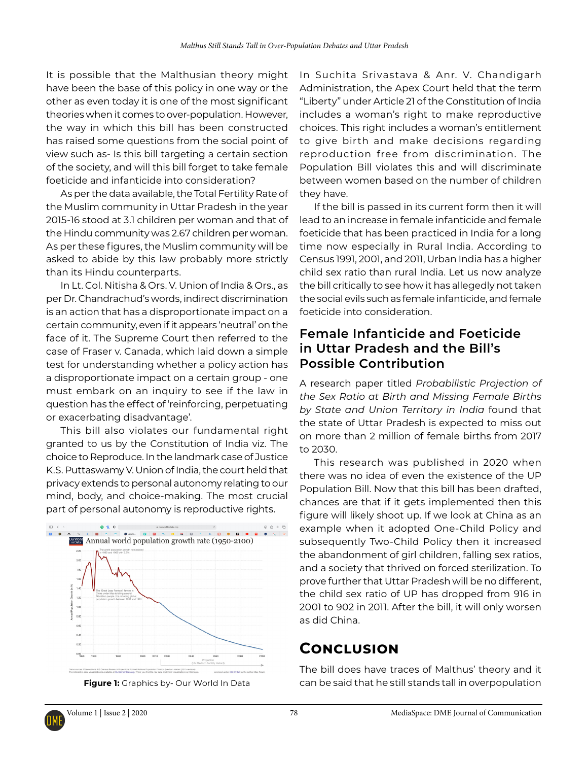It is possible that the Malthusian theory might have been the base of this policy in one way or the other as even today it is one of the most significant theories when it comes to over-population. However, the way in which this bill has been constructed has raised some questions from the social point of view such as- Is this bill targeting a certain section of the society, and will this bill forget to take female foeticide and infanticide into consideration?

As per the data available, the Total Fertility Rate of the Muslim community in Uttar Pradesh in the year 2015-16 stood at 3.1 children per woman and that of the Hindu community was 2.67 children per woman. As per these figures, the Muslim community will be asked to abide by this law probably more strictly than its Hindu counterparts.

In Lt. Col. Nitisha & Ors. V. Union of India & Ors., as per Dr. Chandrachud's words, indirect discrimination is an action that has a disproportionate impact on a certain community, even if it appears 'neutral' on the face of it. The Supreme Court then referred to the case of Fraser v. Canada, which laid down a simple test for understanding whether a policy action has a disproportionate impact on a certain group - one must embark on an inquiry to see if the law in question has the effect of 'reinforcing, perpetuating or exacerbating disadvantage'.

This bill also violates our fundamental right granted to us by the Constitution of India viz. The choice to Reproduce. In the landmark case of Justice K.S. Puttaswamy V. Union of India, the court held that privacy extends to personal autonomy relating to our mind, body, and choice-making. The most crucial part of personal autonomy is reproductive rights.

**Figure 1:** Graphics by- Our World In Data

In Suchita Srivastava & Anr. V. Chandigarh Administration, the Apex Court held that the term "Liberty" under Article 21 of the Constitution of India includes a woman's right to make reproductive choices. This right includes a woman's entitlement to give birth and make decisions regarding reproduction free from discrimination. The Population Bill violates this and will discriminate between women based on the number of children they have.

If the bill is passed in its current form then it will lead to an increase in female infanticide and female foeticide that has been practiced in India for a long time now especially in Rural India. According to Census 1991, 2001, and 2011, Urban India has a higher child sex ratio than rural India. Let us now analyze the bill critically to see how it has allegedly not taken the social evils such as female infanticide, and female foeticide into consideration.

## Female Infanticide and Foeticide in Uttar Pradesh and the Bill's Possible Contribution

A research paper titled *Probabilistic Projection of the Sex Ratio at Birth and Missing Female Births by State and Union Territory in India* found that the state of Uttar Pradesh is expected to miss out on more than 2 million of female births from 2017 to 2030.

This research was published in 2020 when there was no idea of even the existence of the UP Population Bill. Now that this bill has been drafted, chances are that if it gets implemented then this figure will likely shoot up. If we look at China as an example when it adopted One-Child Policy and subsequently Two-Child Policy then it increased the abandonment of girl children, falling sex ratios, and a society that thrived on forced sterilization. To prove further that Uttar Pradesh will be no different, the child sex ratio of UP has dropped from 916 in 2001 to 902 in 2011. After the bill, it will only worsen as did China.

## Conclusion

The bill does have traces of Malthus' theory and it can be said that he still stands tall in overpopulation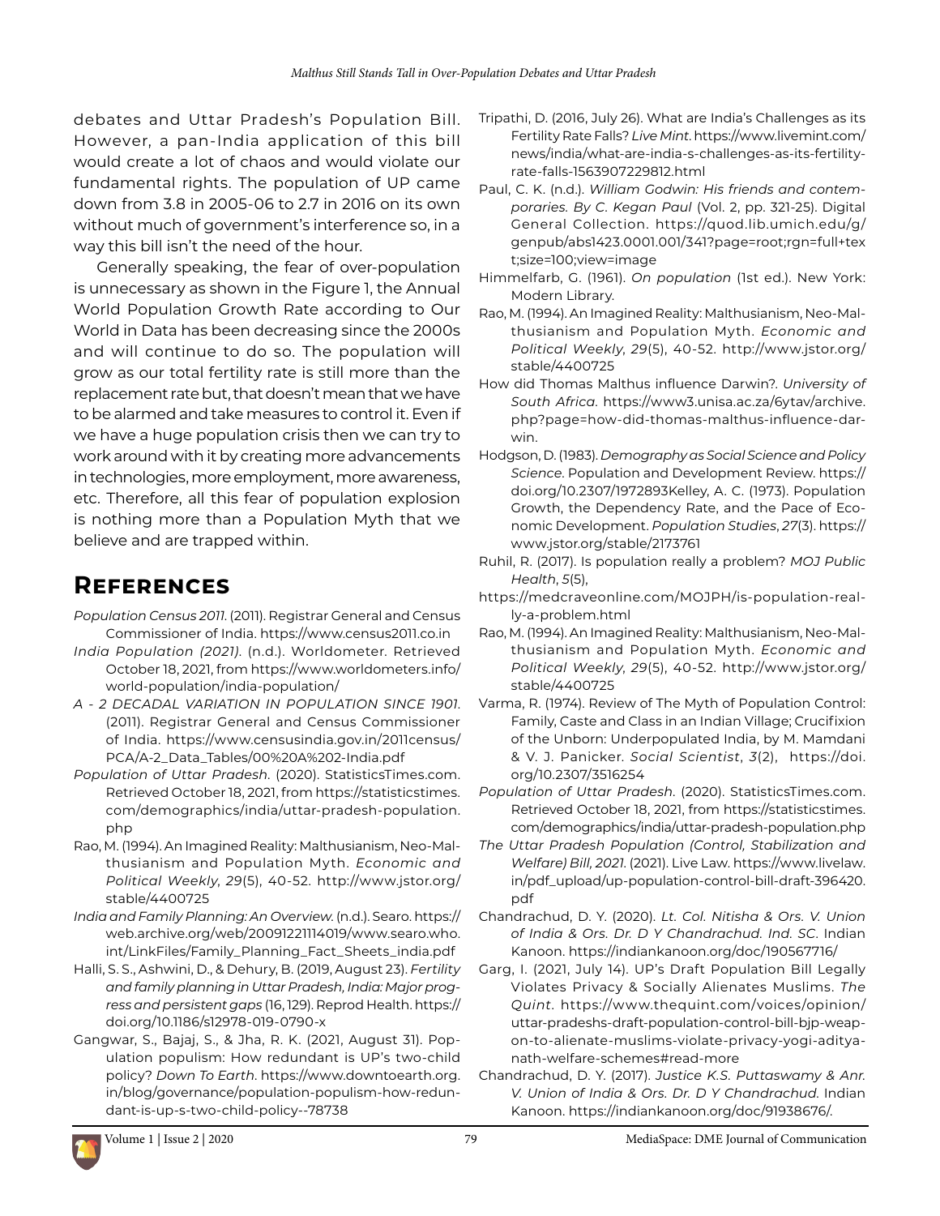debates and Uttar Pradesh's Population Bill. However, a pan-India application of this bill would create a lot of chaos and would violate our fundamental rights. The population of UP came down from 3.8 in 2005-06 to 2.7 in 2016 on its own without much of government's interference so, in a way this bill isn't the need of the hour.

Generally speaking, the fear of over-population is unnecessary as shown in the Figure 1, the Annual World Population Growth Rate according to Our World in Data has been decreasing since the 2000s and will continue to do so. The population will grow as our total fertility rate is still more than the replacement rate but, that doesn't mean that we have to be alarmed and take measures to control it. Even if we have a huge population crisis then we can try to work around with it by creating more advancements in technologies, more employment, more awareness, etc. Therefore, all this fear of population explosion is nothing more than a Population Myth that we believe and are trapped within.

# References

*Population Census 2011*. (2011). Registrar General and Census Commissioner of India. https://www.census2011.co.in

*India Population (2021)*. (n.d.). Worldometer. Retrieved October 18, 2021, from https://www.worldometers.info/world-population/india-population/

*A - 2 DECADAL VARIATION IN POPULATION SINCE 1901*. (2011). Registrar General and Census Commissioner of India. https://www.censusindia.gov.in/2011census/PCA/A-2_Data_Tables/00%20A%202-India.pdf

*Population of Uttar Pradesh*. (2020). StatisticsTimes.com. Retrieved October 18, 2021, from https://statisticstimes.com/demographics/india/uttar-pradesh-population.php

Rao, M. (1994). An Imagined Reality: Malthusianism, Neo-Malthusianism and Population Myth. *Economic and Political Weekly*, *29*(5), 40-52. http://www.jstor.org/stable/4400725

*India and Family Planning: An Overview.* (n.d.). Searo. https://web.archive.org/web/20091221114019/www.searo.who.int/LinkFiles/Family_Planning_Fact_Sheets_india.pdf

Halli, S. S., Ashwini, D., & Dehury, B. (2019, August 23). *Fertility and family planning in Uttar Pradesh, India: Major progress and persistent gaps* (16, 129). Reprod Health. https://doi.org/10.1186/s12978-019-0790-x

Gangwar, S., Bajaj, S., & Jha, R. K. (2021, August 31). Population populism: How redundant is UP's two-child policy? *Down To Earth*. https://www.downtoearth.org.in/blog/governance/population-populism-how-redundant-is-up-s-two-child-policy--78738

Tripathi, D. (2016, July 26). What are India's Challenges as its Fertility Rate Falls? *Live Mint*. https://www.livemint.com/news/india/what-are-india-s-challenges-as-its-fertility-rate-falls-1563907229812.html

Paul, C. K. (n.d.). *William Godwin: His friends and contemporaries. By C. Kegan Paul* (Vol. 2, pp. 321-25). Digital General Collection. https://quod.lib.umich.edu/g/genpub/abs1423.0001.001/341?page=root;rgn=full+text;size=100;view=image

Himmelfarb, G. (1961). *On population* (1st ed.). New York: Modern Library.

Rao, M. (1994). An Imagined Reality: Malthusianism, Neo-Malthusianism and Population Myth. *Economic and Political Weekly*, *29*(5), 40-52. http://www.jstor.org/stable/4400725

How did Thomas Malthus influence Darwin?. *University of South Africa*. https://www3.unisa.ac.za/6ytav/archive.php?page=how-did-thomas-malthus-influence-darwin.

Hodgson, D. (1983). *Demography as Social Science and Policy Science*. Population and Development Review. https://doi.org/10.2307/1972893Kelley, A. C. (1973). Population Growth, the Dependency Rate, and the Pace of Economic Development. *Population Studies*, *27*(3). https://www.jstor.org/stable/2173761

Ruhil, R. (2017). Is population really a problem? *MOJ Public Health*, *5*(5),

https://medcraveonline.com/MOJPH/is-population-really-a-problem.html

Rao, M. (1994). An Imagined Reality: Malthusianism, Neo-Malthusianism and Population Myth. *Economic and Political Weekly*, *29*(5), 40-52. http://www.jstor.org/stable/4400725

Varma, R. (1974). Review of The Myth of Population Control: Family, Caste and Class in an Indian Village; Crucifixion of the Unborn: Underpopulated India, by M. Mamdani & V. J. Panicker. *Social Scientist*, *3*(2), https://doi.org/10.2307/3516254

*Population of Uttar Pradesh*. (2020). StatisticsTimes.com. Retrieved October 18, 2021, from https://statisticstimes.com/demographics/india/uttar-pradesh-population.php

*The Uttar Pradesh Population (Control, Stabilization and Welfare) Bill, 2021*. (2021). Live Law. https://www.livelaw.in/pdf_upload/up-population-control-bill-draft-396420.pdf

Chandrachud, D. Y. (2020). *Lt. Col. Nitisha & Ors. V. Union of India & Ors. Dr. D Y Chandrachud. Ind. SC*. Indian Kanoon. https://indiankanoon.org/doc/190567716/

Garg, I. (2021, July 14). UP's Draft Population Bill Legally Violates Privacy & Socially Alienates Muslims. *The Quint*. https://www.thequint.com/voices/opinion/uttar-pradeshs-draft-population-control-bill-bjp-weapon-to-alienate-muslims-violate-privacy-yogi-adityanath-welfare-schemes#read-more

Chandrachud, D. Y. (2017). *Justice K.S. Puttaswamy & Anr. V. Union of India & Ors. Dr. D Y Chandrachud.* Indian Kanoon. https://indiankanoon.org/doc/91938676/.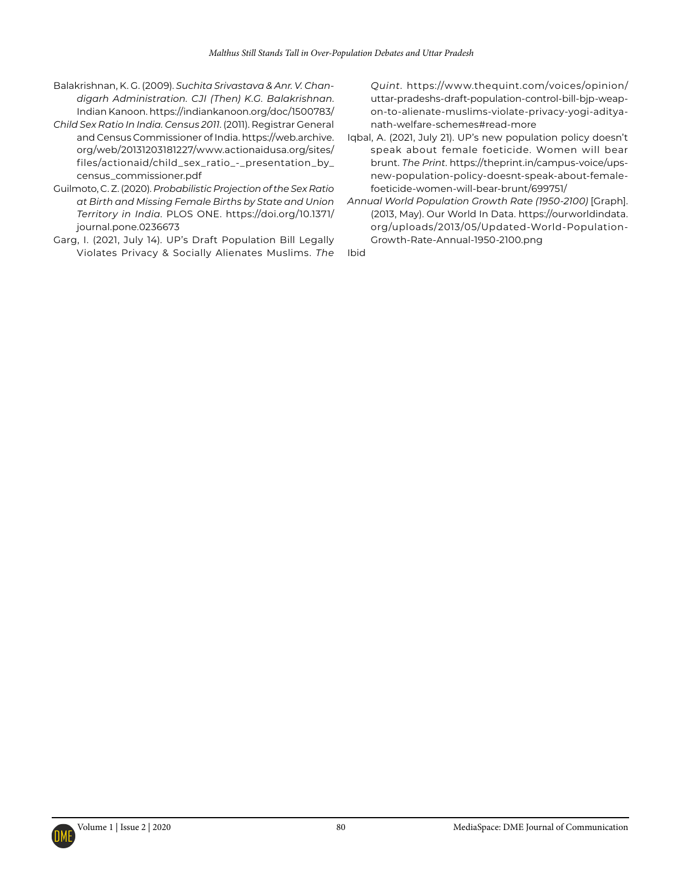Balakrishnan, K. G. (2009). *Suchita Srivastava & Anr. V. Chandigarh Administration. CJI (Then) K.G. Balakrishnan.* Indian Kanoon. https://indiankanoon.org/doc/1500783/

*Child Sex Ratio In India. Census 2011.* (2011). Registrar General and Census Commissioner of India. https://web.archive.org/web/20131203181227/www.actionaidusa.org/sites/files/actionaid/child_sex_ratio_-_presentation_by_census_commissioner.pdf

Guilmoto, C. Z. (2020). *Probabilistic Projection of the Sex Ratio at Birth and Missing Female Births by State and Union Territory in India*. PLOS ONE. https://doi.org/10.1371/journal.pone.0236673

Garg, I. (2021, July 14). UP's Draft Population Bill Legally Violates Privacy & Socially Alienates Muslims. *The Quint*. https://www.thequint.com/voices/opinion/uttar-pradeshs-draft-population-control-bill-bjp-weapon-to-alienate-muslims-violate-privacy-yogi-adityanath-welfare-schemes#read-more

Iqbal, A. (2021, July 21). UP's new population policy doesn't speak about female foeticide. Women will bear brunt. *The Print*. https://theprint.in/campus-voice/ups-new-population-policy-doesnt-speak-about-female-foeticide-women-will-bear-brunt/699751/

*Annual World Population Growth Rate (1950-2100)* [Graph]. (2013, May). Our World In Data. https://ourworldindata.org/uploads/2013/05/Updated-World-Population-Growth-Rate-Annual-1950-2100.png

Ibid